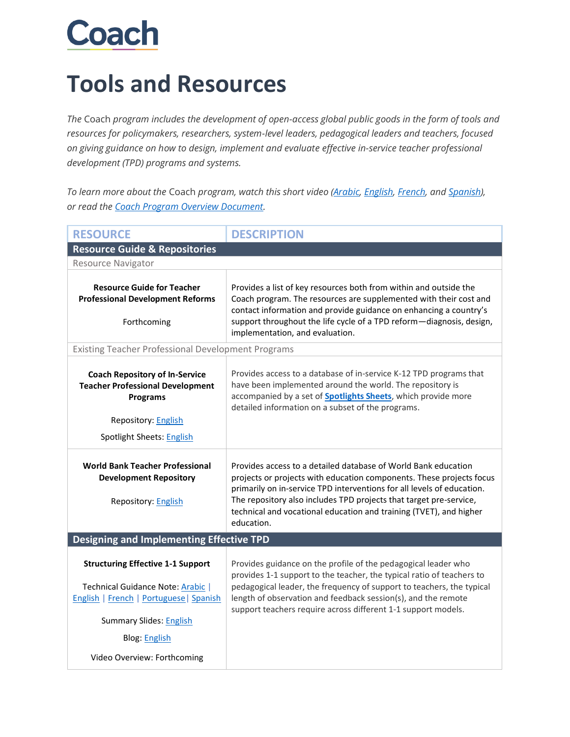# Coach

# Tools and Resources

*The* Coach *program includes the development of open-access global public goods in the form of tools and resources for policymakers, researchers, system-level leaders, pedagogical leaders and teachers, focused on giving guidance on how to design, implement and evaluate effective in-service teacher professional development (TPD) programs and systems.*

*To learn more about the* Coach *program, watch this short video (Arabic, English, French, and Spanish), or read the Coach Program Overview Document.*

| RESOURCE | DESCRIPTION |
|---|---|
| **Resource Guide & Repositories** | |
| Resource Navigator | |
| **Resource Guide for Teacher Professional Development Reforms**<br><br>Forthcoming | Provides a list of key resources both from within and outside the Coach program. The resources are supplemented with their cost and contact information and provide guidance on enhancing a country's support throughout the life cycle of a TPD reform—diagnosis, design, implementation, and evaluation. |
| Existing Teacher Professional Development Programs | |
| **Coach Repository of In-Service Teacher Professional Development Programs**<br><br>Repository: English<br><br>Spotlight Sheets: English | Provides access to a database of in-service K-12 TPD programs that have been implemented around the world. The repository is accompanied by a set of **Spotlights Sheets**, which provide more detailed information on a subset of the programs. |
| **World Bank Teacher Professional Development Repository**<br><br>Repository: English | Provides access to a detailed database of World Bank education projects or projects with education components. These projects focus primarily on in-service TPD interventions for all levels of education. The repository also includes TPD projects that target pre-service, technical and vocational education and training (TVET), and higher education. |
| **Designing and Implementing Effective TPD** | |
| **Structuring Effective 1-1 Support**<br><br>Technical Guidance Note: Arabic \| English \| French \| Portuguese \| Spanish<br><br>Summary Slides: English<br><br>Blog: English<br><br>Video Overview: Forthcoming | Provides guidance on the profile of the pedagogical leader who provides 1-1 support to the teacher, the typical ratio of teachers to pedagogical leader, the frequency of support to teachers, the typical length of observation and feedback session(s), and the remote support teachers require across different 1-1 support models. |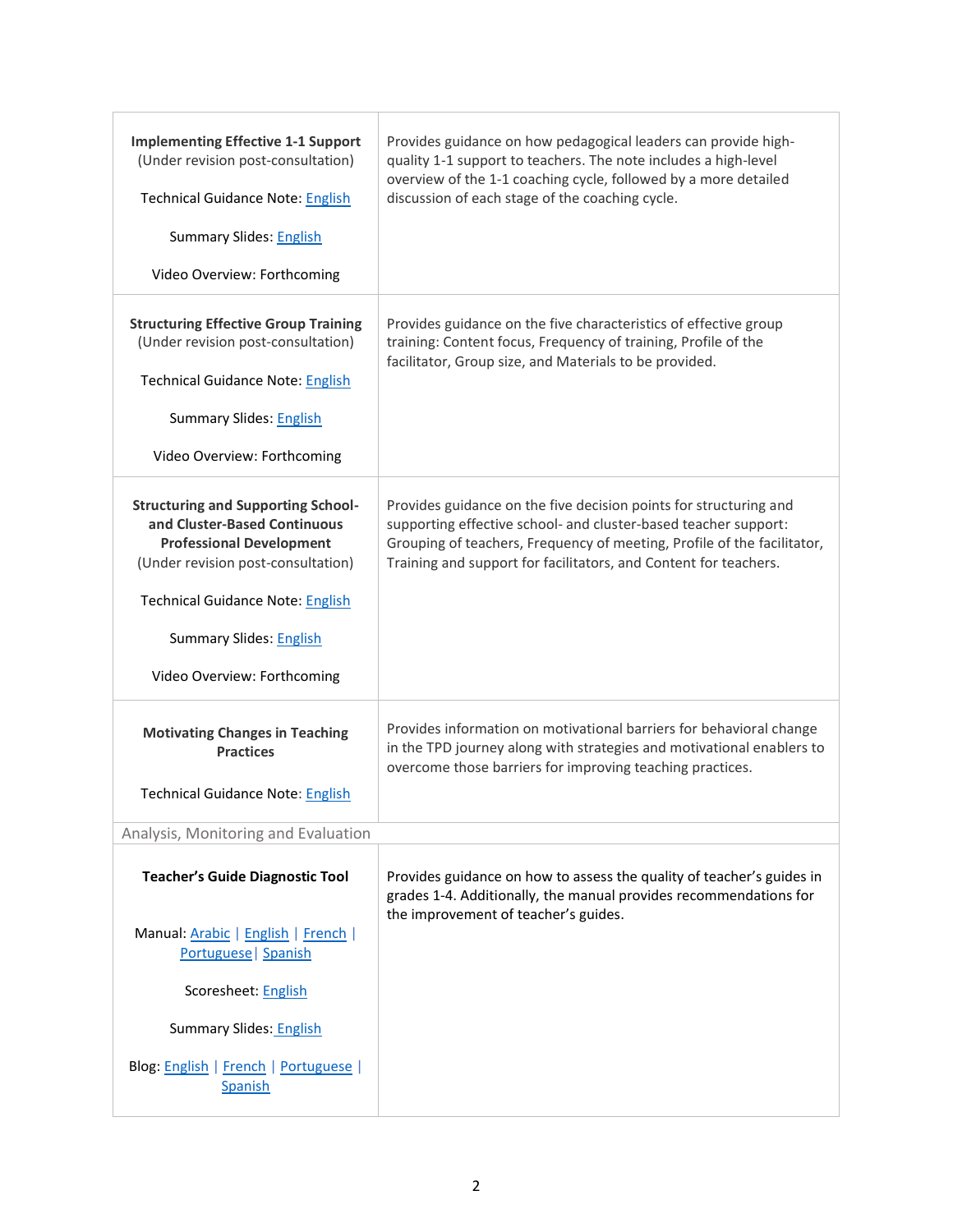| | |
|---|---|
| **Implementing Effective 1-1 Support** (Under revision post-consultation) Technical Guidance Note: English Summary Slides: English Video Overview: Forthcoming | Provides guidance on how pedagogical leaders can provide high-quality 1-1 support to teachers. The note includes a high-level overview of the 1-1 coaching cycle, followed by a more detailed discussion of each stage of the coaching cycle. |
| **Structuring Effective Group Training** (Under revision post-consultation) Technical Guidance Note: English Summary Slides: English Video Overview: Forthcoming | Provides guidance on the five characteristics of effective group training: Content focus, Frequency of training, Profile of the facilitator, Group size, and Materials to be provided. |
| **Structuring and Supporting School- and Cluster-Based Continuous Professional Development** (Under revision post-consultation) Technical Guidance Note: English Summary Slides: English Video Overview: Forthcoming | Provides guidance on the five decision points for structuring and supporting effective school- and cluster-based teacher support: Grouping of teachers, Frequency of meeting, Profile of the facilitator, Training and support for facilitators, and Content for teachers. |
| **Motivating Changes in Teaching Practices** Technical Guidance Note: English | Provides information on motivational barriers for behavioral change in the TPD journey along with strategies and motivational enablers to overcome those barriers for improving teaching practices. |
| Analysis, Monitoring and Evaluation | |
| **Teacher's Guide Diagnostic Tool** Manual: Arabic \| English \| French \| Portuguese \| Spanish Scoresheet: English Summary Slides: English Blog: English \| French \| Portuguese \| Spanish | Provides guidance on how to assess the quality of teacher's guides in grades 1-4. Additionally, the manual provides recommendations for the improvement of teacher's guides. |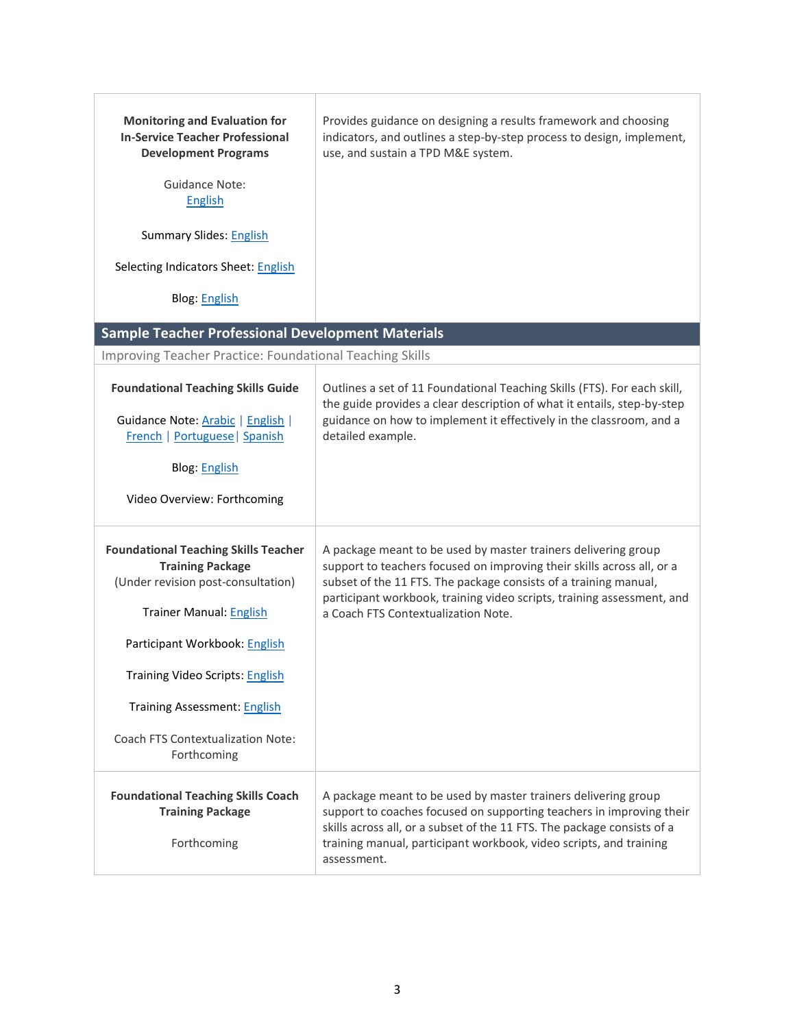| | |
|---|---|
| **Monitoring and Evaluation for In-Service Teacher Professional Development Programs**<br><br>Guidance Note: English<br><br>Summary Slides: English<br><br>Selecting Indicators Sheet: English<br><br>Blog: English | Provides guidance on designing a results framework and choosing indicators, and outlines a step-by-step process to design, implement, use, and sustain a TPD M&E system. |
| **Sample Teacher Professional Development Materials** | |
| Improving Teacher Practice: Foundational Teaching Skills | |
| **Foundational Teaching Skills Guide**<br><br>Guidance Note: Arabic \| English \| French \| Portuguese \| Spanish<br><br>Blog: English<br><br>Video Overview: Forthcoming | Outlines a set of 11 Foundational Teaching Skills (FTS). For each skill, the guide provides a clear description of what it entails, step-by-step guidance on how to implement it effectively in the classroom, and a detailed example. |
| **Foundational Teaching Skills Teacher Training Package**<br>(Under revision post-consultation)<br><br>Trainer Manual: English<br><br>Participant Workbook: English<br><br>Training Video Scripts: English<br><br>Training Assessment: English<br><br>Coach FTS Contextualization Note: Forthcoming | A package meant to be used by master trainers delivering group support to teachers focused on improving their skills across all, or a subset of the 11 FTS. The package consists of a training manual, participant workbook, training video scripts, training assessment, and a Coach FTS Contextualization Note. |
| **Foundational Teaching Skills Coach Training Package**<br><br>Forthcoming | A package meant to be used by master trainers delivering group support to coaches focused on supporting teachers in improving their skills across all, or a subset of the 11 FTS. The package consists of a training manual, participant workbook, video scripts, and training assessment. |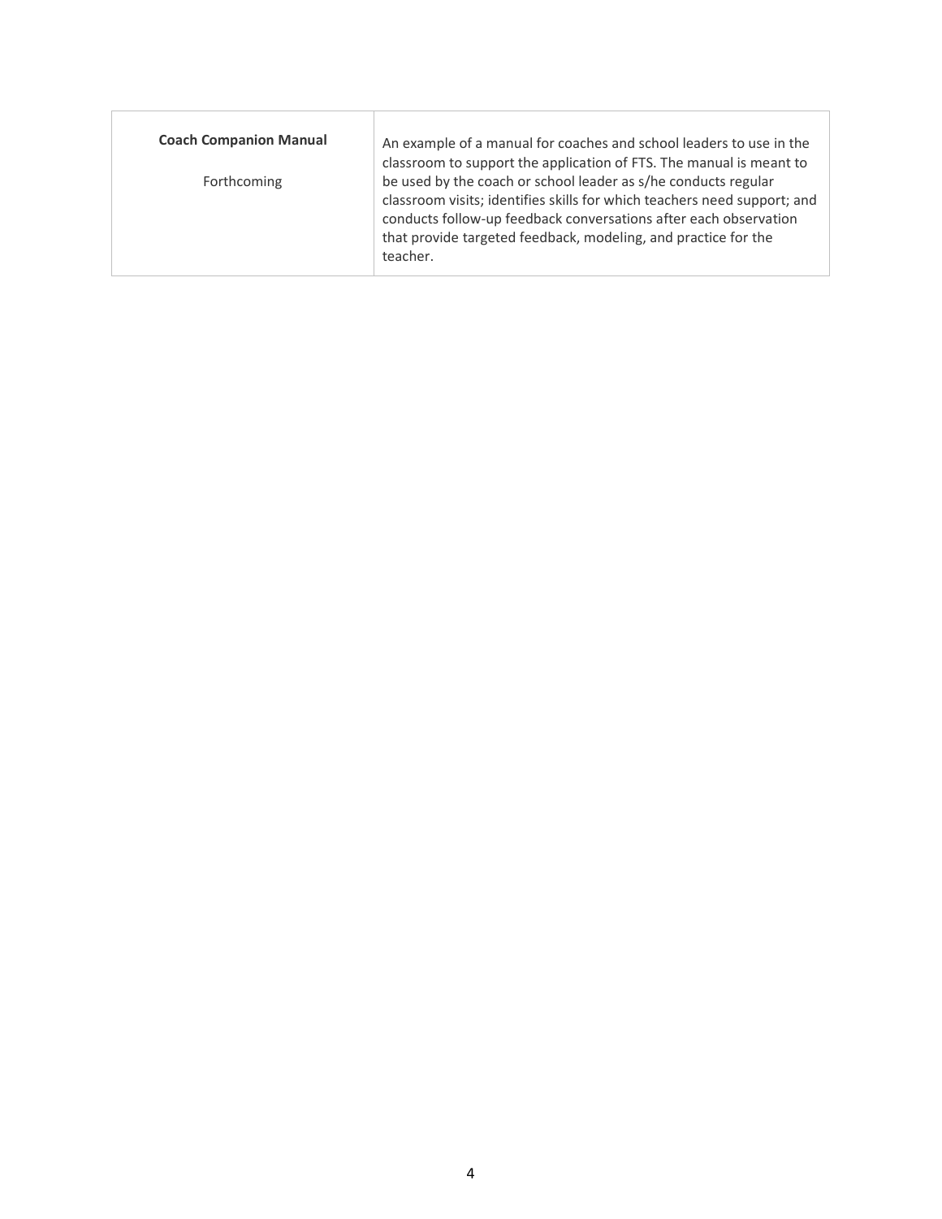| | |
|---|---|
| **Coach Companion Manual**<br><br>Forthcoming | An example of a manual for coaches and school leaders to use in the classroom to support the application of FTS. The manual is meant to be used by the coach or school leader as s/he conducts regular classroom visits; identifies skills for which teachers need support; and conducts follow-up feedback conversations after each observation that provide targeted feedback, modeling, and practice for the teacher. |